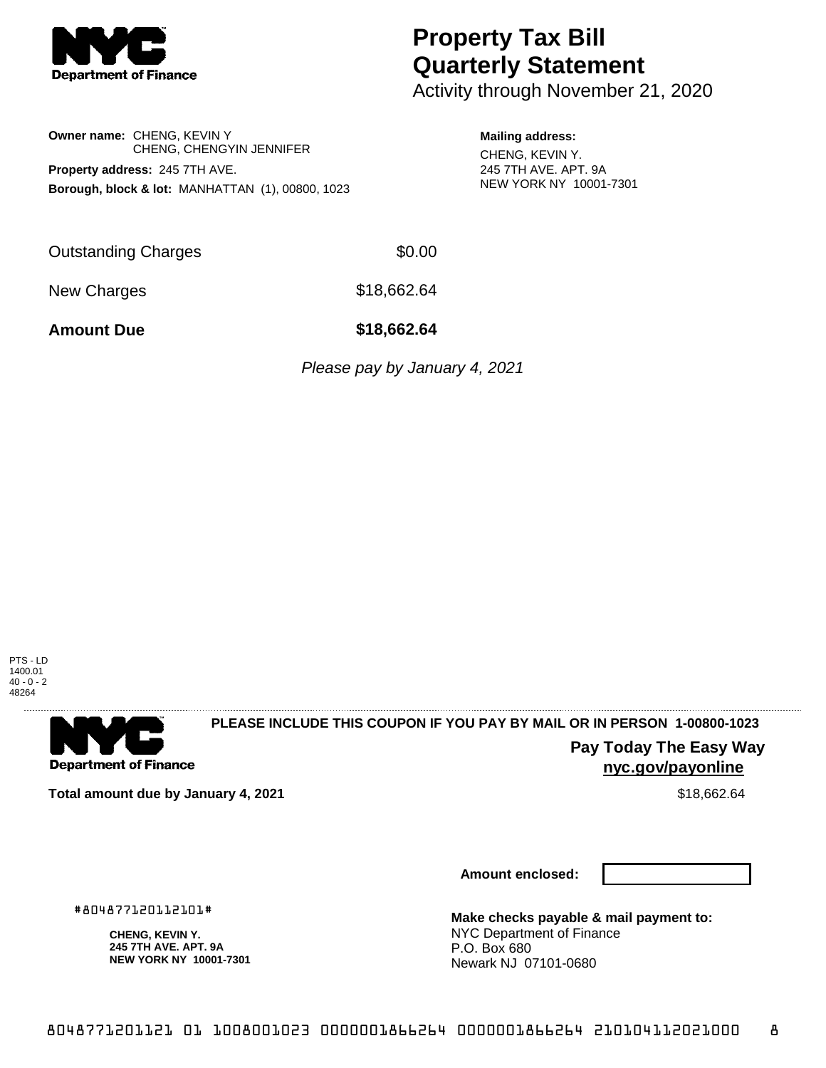# Property Tax Bill Quarterly Statement

Activity through November 21, 2020

**Owner name:** CHENG, KEVIN Y
CHENG, CHENGYIN JENNIFER

**Property address:** 245 7TH AVE.

**Borough, block & lot:** MANHATTAN (1), 00800, 1023

**Mailing address:**
CHENG, KEVIN Y.
245 7TH AVE. APT. 9A
NEW YORK NY 10001-7301

| | |
|---|---|
| Outstanding Charges | $0.00 |
| New Charges | $18,662.64 |
| **Amount Due** | **$18,662.64** |

*Please pay by January 4, 2021*

PTS - LD
1400.01
40 - 0 - 2
48264

**PLEASE INCLUDE THIS COUPON IF YOU PAY BY MAIL OR IN PERSON 1-00800-1023**

**Pay Today The Easy Way**
**nyc.gov/payonline**

**Total amount due by January 4, 2021** $18,662.64

**Amount enclosed:**

#804877120112101#

**CHENG, KEVIN Y.**
**245 7TH AVE. APT. 9A**
**NEW YORK NY 10001-7301**

**Make checks payable & mail payment to:**
NYC Department of Finance
P.O. Box 680
Newark NJ 07101-0680

8048771201121 01 1008001023 0000001866264 0000001866264 210104112021000 8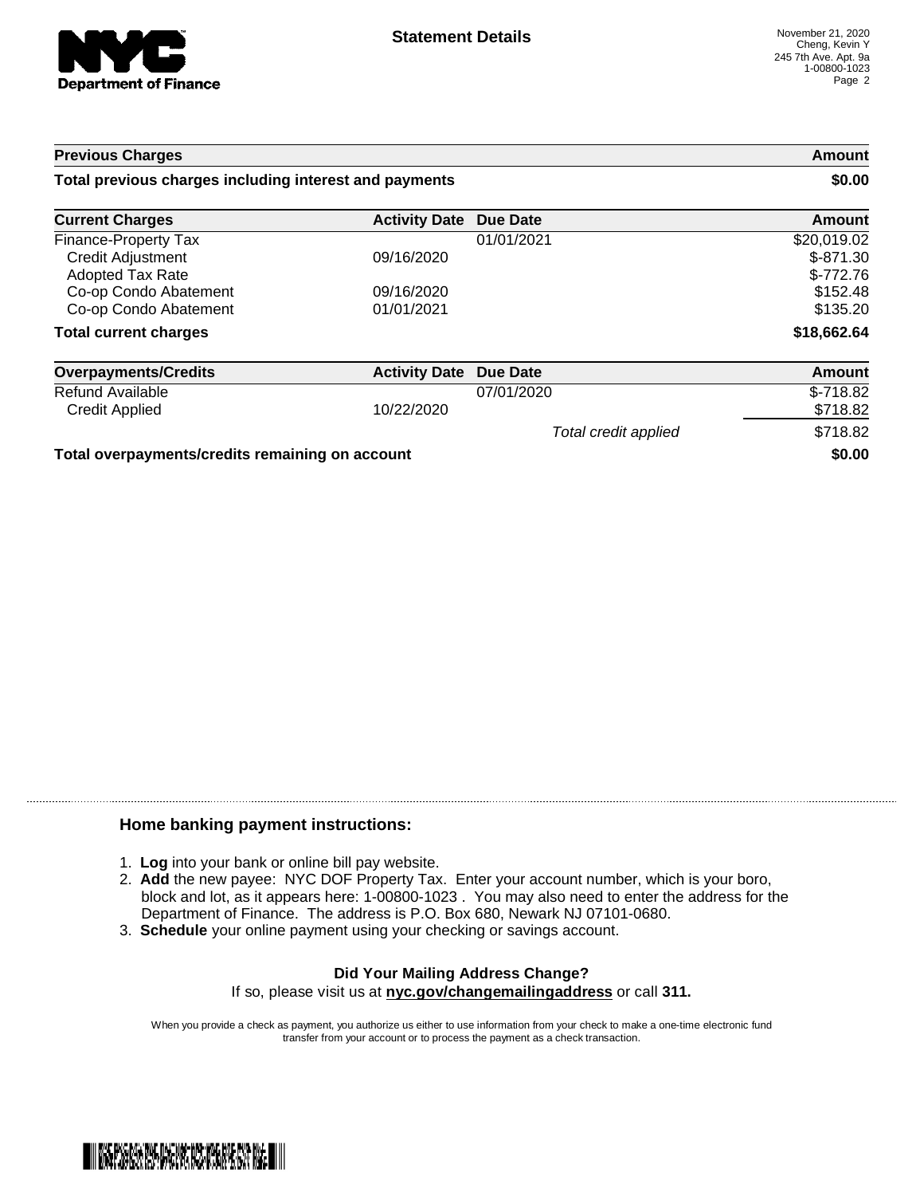## Statement Details

November 21, 2020
Cheng, Kevin Y
245 7th Ave. Apt. 9a
1-00800-1023

| Previous Charges | | | Amount |
|---|---|---|---|
| **Total previous charges including interest and payments** | | | **$0.00** |

| Current Charges | Activity Date | Due Date | Amount |
|---|---|---|---|
| Finance-Property Tax | | 01/01/2021 | $20,019.02 |
| Credit Adjustment | 09/16/2020 | | $-871.30 |
| Adopted Tax Rate | | | $-772.76 |
| Co-op Condo Abatement | 09/16/2020 | | $152.48 |
| Co-op Condo Abatement | 01/01/2021 | | $135.20 |
| **Total current charges** | | | **$18,662.64** |

| Overpayments/Credits | Activity Date | Due Date | Amount |
|---|---|---|---|
| Refund Available | | 07/01/2020 | $-718.82 |
| Credit Applied | 10/22/2020 | | $718.82 |
| | | *Total credit applied* | $718.82 |
| **Total overpayments/credits remaining on account** | | | **$0.00** |

### Home banking payment instructions:

1. **Log** into your bank or online bill pay website.
2. **Add** the new payee: NYC DOF Property Tax. Enter your account number, which is your boro, block and lot, as it appears here: 1-00800-1023 . You may also need to enter the address for the Department of Finance. The address is P.O. Box 680, Newark NJ 07101-0680.
3. **Schedule** your online payment using your checking or savings account.

**Did Your Mailing Address Change?**

If so, please visit us at **nyc.gov/changemailingaddress** or call **311.**

When you provide a check as payment, you authorize us either to use information from your check to make a one-time electronic fund transfer from your account or to process the payment as a check transaction.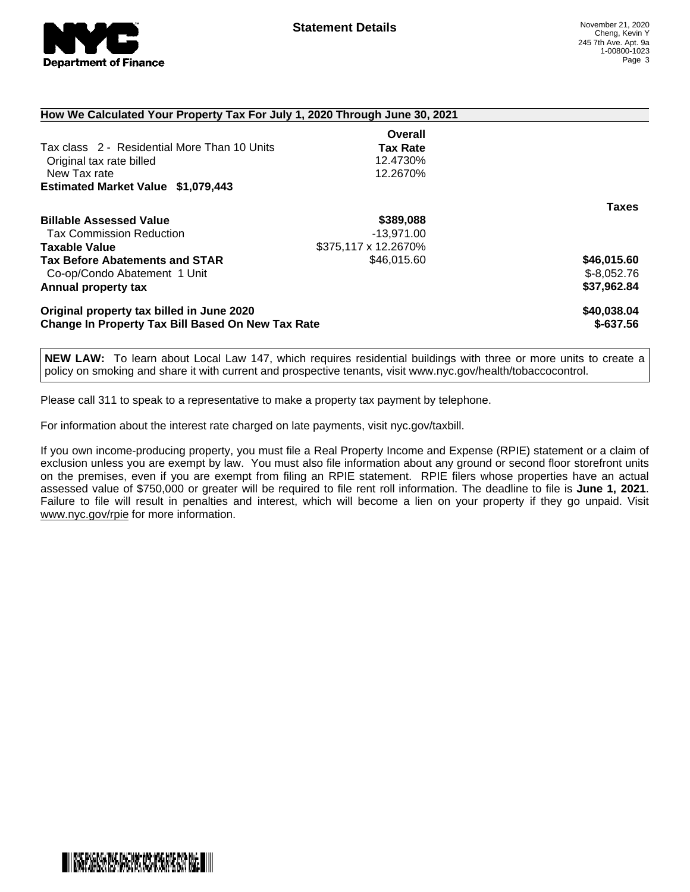# Statement Details

November 21, 2020
Cheng, Kevin Y
245 7th Ave. Apt. 9a
1-00800-1023

## How We Calculated Your Property Tax For July 1, 2020 Through June 30, 2021

| | Overall Tax Rate | |
|---|---|---|
| Tax class 2 - Residential More Than 10 Units | | |
| Original tax rate billed | 12.4730% | |
| New Tax rate | 12.2670% | |
| **Estimated Market Value $1,079,443** | | |
| | | **Taxes** |
| **Billable Assessed Value** | **$389,088** | |
| Tax Commission Reduction | -13,971.00 | |
| **Taxable Value** | $375,117 x 12.2670% | |
| **Tax Before Abatements and STAR** | $46,015.60 | **$46,015.60** |
| Co-op/Condo Abatement 1 Unit | | $-8,052.76 |
| **Annual property tax** | | **$37,962.84** |
| **Original property tax billed in June 2020** | | **$40,038.04** |
| **Change In Property Tax Bill Based On New Tax Rate** | | **$-637.56** |

**NEW LAW:** To learn about Local Law 147, which requires residential buildings with three or more units to create a policy on smoking and share it with current and prospective tenants, visit www.nyc.gov/health/tobaccocontrol.

Please call 311 to speak to a representative to make a property tax payment by telephone.

For information about the interest rate charged on late payments, visit nyc.gov/taxbill.

If you own income-producing property, you must file a Real Property Income and Expense (RPIE) statement or a claim of exclusion unless you are exempt by law. You must also file information about any ground or second floor storefront units on the premises, even if you are exempt from filing an RPIE statement. RPIE filers whose properties have an actual assessed value of $750,000 or greater will be required to file rent roll information. The deadline to file is **June 1, 2021**. Failure to file will result in penalties and interest, which will become a lien on your property if they go unpaid. Visit www.nyc.gov/rpie for more information.